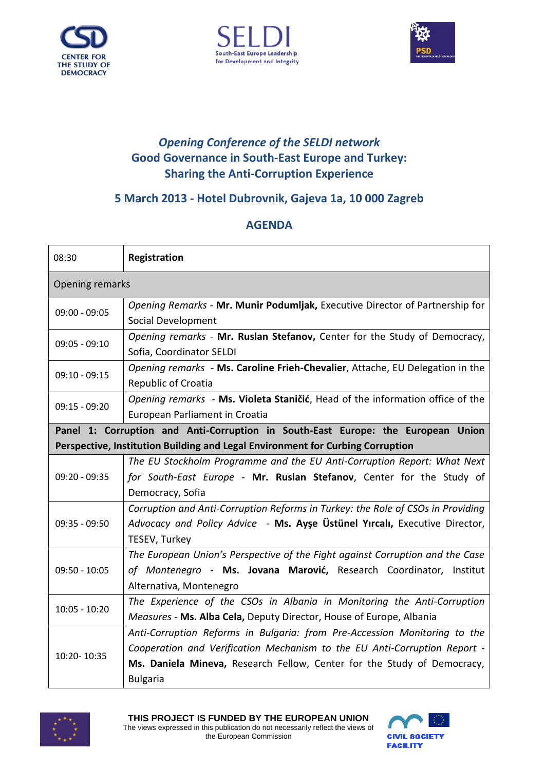CENTER FOR THE STUDY OF DEMOCRACY

SELDI South-East Europe Leadership for Development and Integrity

PSD

## *Opening Conference of the SELDI network*
## Good Governance in South-East Europe and Turkey: Sharing the Anti-Corruption Experience

### 5 March 2013 - Hotel Dubrovnik, Gajeva 1a, 10 000 Zagreb

### AGENDA

| | |
|---|---|
| 08:30 | **Registration** |
| Opening remarks | |
| 09:00 - 09:05 | *Opening Remarks* - **Mr. Munir Podumljak,** Executive Director of Partnership for Social Development |
| 09:05 - 09:10 | *Opening remarks* - **Mr. Ruslan Stefanov,** Center for the Study of Democracy, Sofia, Coordinator SELDI |
| 09:10 - 09:15 | *Opening remarks* - **Ms. Caroline Frieh-Chevalier**, Attache, EU Delegation in the Republic of Croatia |
| 09:15 - 09:20 | *Opening remarks* - **Ms. Violeta Staničić**, Head of the information office of the European Parliament in Croatia |
| **Panel 1: Corruption and Anti-Corruption in South-East Europe: the European Union Perspective, Institution Building and Legal Environment for Curbing Corruption** | |
| 09:20 - 09:35 | *The EU Stockholm Programme and the EU Anti-Corruption Report: What Next for South-East Europe* - **Mr. Ruslan Stefanov**, Center for the Study of Democracy, Sofia |
| 09:35 - 09:50 | *Corruption and Anti-Corruption Reforms in Turkey: the Role of CSOs in Providing Advocacy and Policy Advice* - **Ms. Ayşe Üstünel Yırcalı,** Executive Director, TESEV, Turkey |
| 09:50 - 10:05 | *The European Union's Perspective of the Fight against Corruption and the Case of Montenegro* - **Ms. Jovana Marović,** Research Coordinator, Institut Alternativa, Montenegro |
| 10:05 - 10:20 | *The Experience of the CSOs in Albania in Monitoring the Anti-Corruption Measures* - **Ms. Alba Cela,** Deputy Director, House of Europe, Albania |
| 10:20- 10:35 | *Anti-Corruption Reforms in Bulgaria: from Pre-Accession Monitoring to the Cooperation and Verification Mechanism to the EU Anti-Corruption Report* - **Ms. Daniela Mineva,** Research Fellow, Center for the Study of Democracy, Bulgaria |

**THIS PROJECT IS FUNDED BY THE EUROPEAN UNION**
The views expressed in this publication do not necessarily reflect the views of the European Commission

CIVIL SOCIETY FACILITY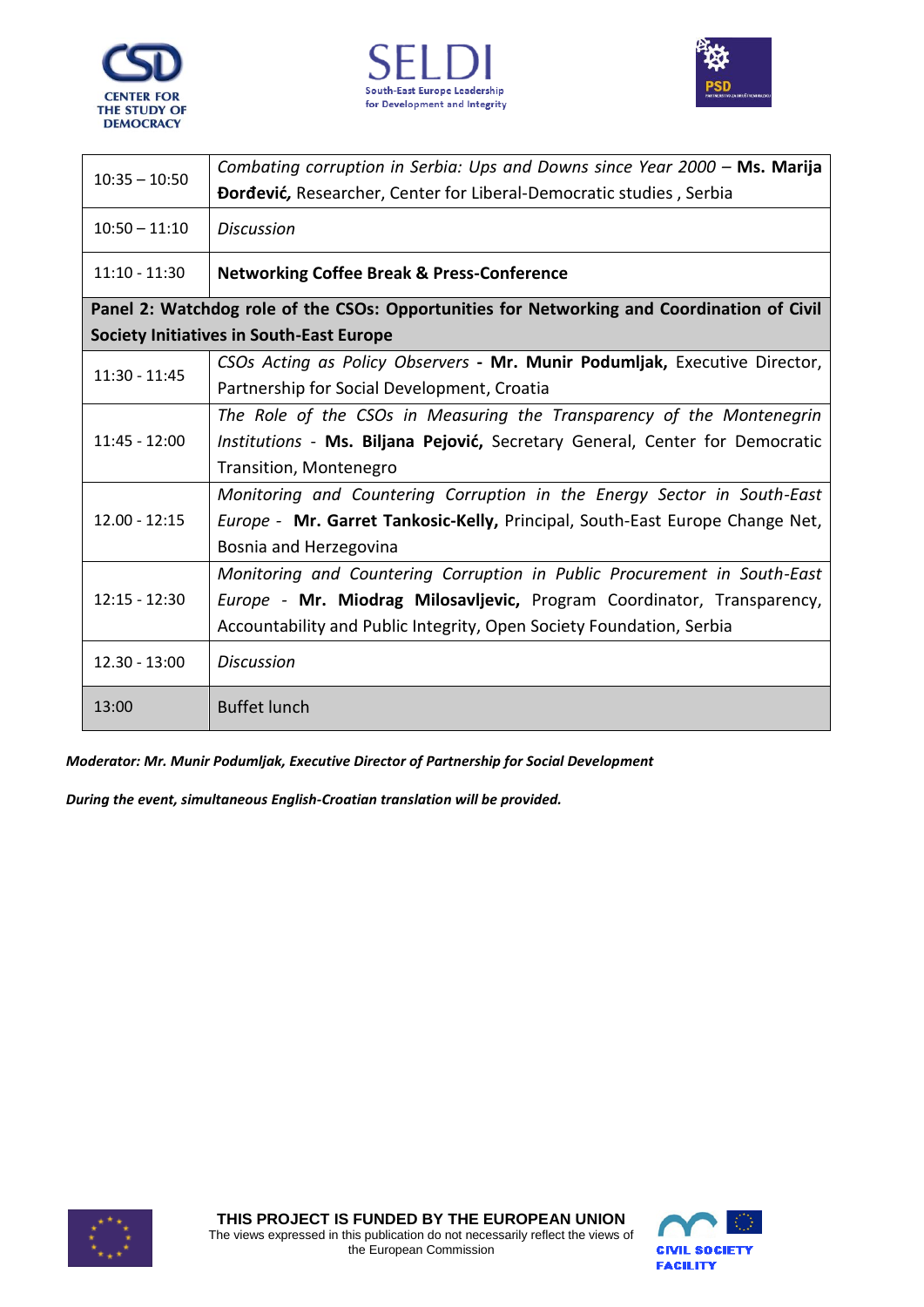| | |
|---|---|
| 10:35 – 10:50 | *Combating corruption in Serbia: Ups and Downs since Year 2000* – **Ms. Marija Đorđević,** Researcher, Center for Liberal-Democratic studies , Serbia |
| 10:50 – 11:10 | *Discussion* |
| 11:10 - 11:30 | **Networking Coffee Break & Press-Conference** |
| **Panel 2: Watchdog role of the CSOs: Opportunities for Networking and Coordination of Civil Society Initiatives in South-East Europe** | |
| 11:30 - 11:45 | *CSOs Acting as Policy Observers* **- Mr. Munir Podumljak,** Executive Director, Partnership for Social Development, Croatia |
| 11:45 - 12:00 | *The Role of the CSOs in Measuring the Transparency of the Montenegrin Institutions* - **Ms. Biljana Pejović,** Secretary General, Center for Democratic Transition, Montenegro |
| 12.00 - 12:15 | *Monitoring and Countering Corruption in the Energy Sector in South-East Europe* - **Mr. Garret Tankosic-Kelly,** Principal, South-East Europe Change Net, Bosnia and Herzegovina |
| 12:15 - 12:30 | *Monitoring and Countering Corruption in Public Procurement in South-East Europe* - **Mr. Miodrag Milosavljevic,** Program Coordinator, Transparency, Accountability and Public Integrity, Open Society Foundation, Serbia |
| 12.30 - 13:00 | *Discussion* |
| 13:00 | Buffet lunch |

***Moderator: Mr. Munir Podumljak, Executive Director of Partnership for Social Development***

***During the event, simultaneous English-Croatian translation will be provided.***

**THIS PROJECT IS FUNDED BY THE EUROPEAN UNION**
The views expressed in this publication do not necessarily reflect the views of the European Commission